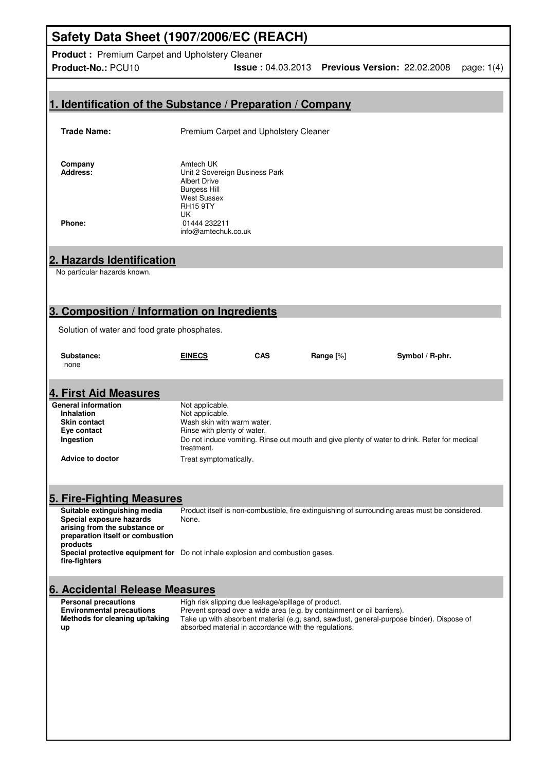# Safety Data Sheet (1907/2006/EC (REACH)

**Product :** Premium Carpet and Upholstery Cleaner

**Product-No.:** PCU10 **Issue :** 04.03.2013 **Previous Version:** 22.02.2008

## 1. Identification of the Substance / Preparation / Company

**Trade Name:** Premium Carpet and Upholstery Cleaner

**Company Address:**
Amtech UK
Unit 2 Sovereign Business Park
Albert Drive
Burgess Hill
West Sussex
RH15 9TY
UK

**Phone:**
01444 232211
info@amtechuk.co.uk

## 2. Hazards Identification

No particular hazards known.

## 3. Composition / Information on Ingredients

Solution of water and food grate phosphates.

| Substance: | EINECS | CAS | Range [%] | Symbol / R-phr. |
|---|---|---|---|---|
| none | | | | |

## 4. First Aid Measures

**General information** Not applicable.

**Inhalation** Not applicable.

**Skin contact** Wash skin with warm water.

**Eye contact** Rinse with plenty of water.

**Ingestion** Do not induce vomiting. Rinse out mouth and give plenty of water to drink. Refer for medical treatment.

**Advice to doctor** Treat symptomatically.

## 5. Fire-Fighting Measures

**Suitable extinguishing media** Product itself is non-combustible, fire extinguishing of surrounding areas must be considered.

**Special exposure hazards arising from the substance or preparation itself or combustion products** None.

**Special protective equipment for fire-fighters** Do not inhale explosion and combustion gases.

## 6. Accidental Release Measures

**Personal precautions** High risk slipping due leakage/spillage of product.

**Environmental precautions** Prevent spread over a wide area (e.g. by containment or oil barriers).

**Methods for cleaning up/taking up** Take up with absorbent material (e.g, sand, sawdust, general-purpose binder). Dispose of absorbed material in accordance with the regulations.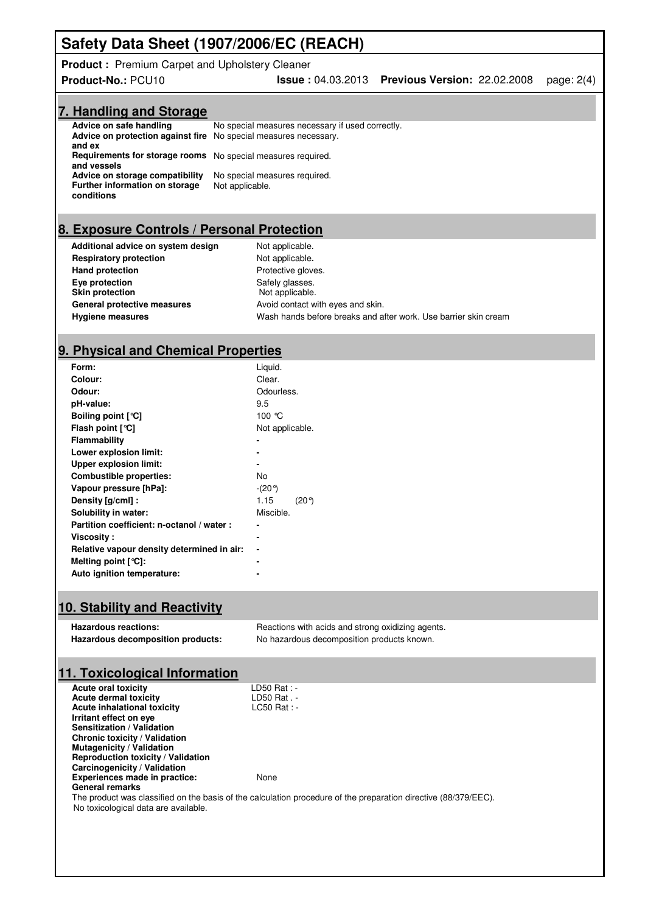## 7. Handling and Storage

| | |
|---|---|
| **Advice on safe handling** | No special measures necessary if used correctly. |
| **Advice on protection against fire and ex** | No special measures necessary. |
| **Requirements for storage rooms and vessels** | No special measures required. |
| **Advice on storage compatibility** | No special measures required. |
| **Further information on storage conditions** | Not applicable. |

## 8. Exposure Controls / Personal Protection

| | |
|---|---|
| **Additional advice on system design** | Not applicable. |
| **Respiratory protection** | Not applicable. |
| **Hand protection** | Protective gloves. |
| **Eye protection** | Safely glasses. |
| **Skin protection** | Not applicable. |
| **General protective measures** | Avoid contact with eyes and skin. |
| **Hygiene measures** | Wash hands before breaks and after work. Use barrier skin cream |

## 9. Physical and Chemical Properties

| | |
|---|---|
| **Form:** | Liquid. |
| **Colour:** | Clear. |
| **Odour:** | Odourless. |
| **pH-value:** | 9.5 |
| **Boiling point [°C]** | 100 °C |
| **Flash point [°C]** | Not applicable. |
| **Flammability** | - |
| **Lower explosion limit:** | - |
| **Upper explosion limit:** | - |
| **Combustible properties:** | No |
| **Vapour pressure [hPa]:** | -(20°) |
| **Density [g/cml] :** | 1.15 (20°) |
| **Solubility in water:** | Miscible. |
| **Partition coefficient: n-octanol / water :** | - |
| **Viscosity :** | - |
| **Relative vapour density determined in air:** | - |
| **Melting point [°C]:** | - |
| **Auto ignition temperature:** | - |

## 10. Stability and Reactivity

| | |
|---|---|
| **Hazardous reactions:** | Reactions with acids and strong oxidizing agents. |
| **Hazardous decomposition products:** | No hazardous decomposition products known. |

## 11. Toxicological Information

| | |
|---|---|
| **Acute oral toxicity** | LD50 Rat : - |
| **Acute dermal toxicity** | LD50 Rat . - |
| **Acute inhalational toxicity** | LC50 Rat : - |
| **Irritant effect on eye** | |
| **Sensitization / Validation** | |
| **Chronic toxicity / Validation** | |
| **Mutagenicity / Validation** | |
| **Reproduction toxicity / Validation** | |
| **Carcinogenicity / Validation** | |
| **Experiences made in practice:** | None |

**General remarks**

The product was classified on the basis of the calculation procedure of the preparation directive (88/379/EEC).
No toxicological data are available.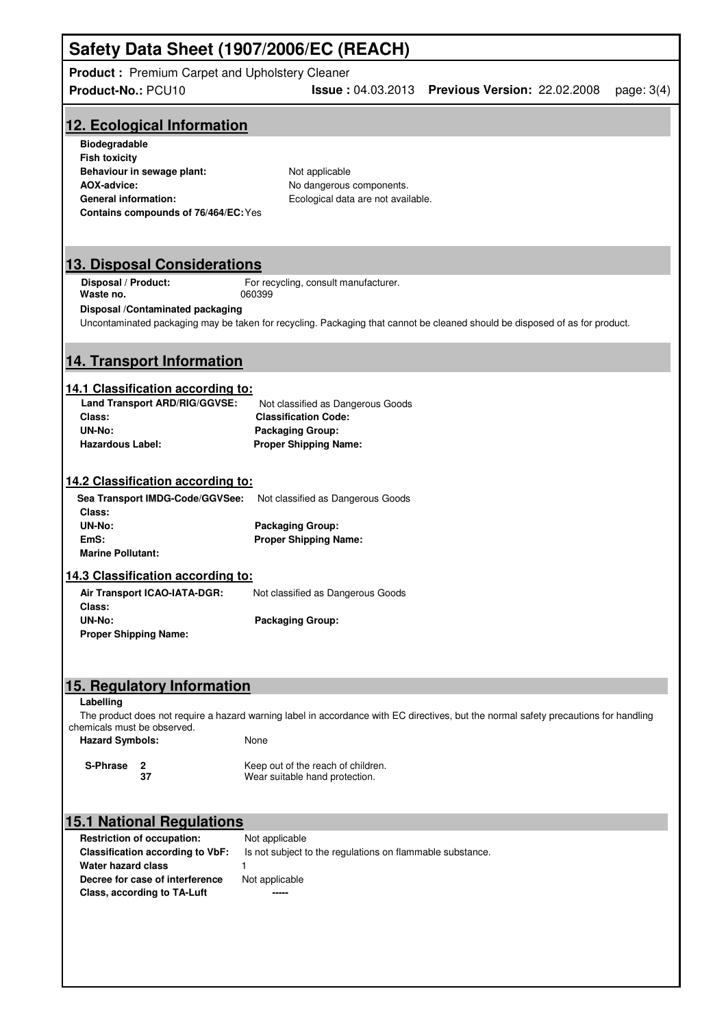## 12. Ecological Information

**Biodegradable**
**Fish toxicity**

| | |
|---|---|
| **Behaviour in sewage plant:** | Not applicable |
| **AOX-advice:** | No dangerous components. |
| **General information:** | Ecological data are not available. |
| **Contains compounds of 76/464/EC:** | Yes |

## 13. Disposal Considerations

| | |
|---|---|
| **Disposal / Product:** | For recycling, consult manufacturer. |
| **Waste no.** | 060399 |

**Disposal /Contaminated packaging**

Uncontaminated packaging may be taken for recycling. Packaging that cannot be cleaned should be disposed of as for product.

## 14. Transport Information

### 14.1 Classification according to:

**Land Transport ARD/RIG/GGVSE:** Not classified as Dangerous Goods

| | |
|---|---|
| **Class:** | **Classification Code:** |
| **UN-No:** | **Packaging Group:** |
| **Hazardous Label:** | **Proper Shipping Name:** |

### 14.2 Classification according to:

**Sea Transport IMDG-Code/GGVSee:** Not classified as Dangerous Goods

| | |
|---|---|
| **Class:** | |
| **UN-No:** | **Packaging Group:** |
| **EmS:** | **Proper Shipping Name:** |
| **Marine Pollutant:** | |

### 14.3 Classification according to:

**Air Transport ICAO-IATA-DGR:** Not classified as Dangerous Goods

| | |
|---|---|
| **Class:** | |
| **UN-No:** | **Packaging Group:** |
| **Proper Shipping Name:** | |

## 15. Regulatory Information

**Labelling**

The product does not require a hazard warning label in accordance with EC directives, but the normal safety precautions for handling chemicals must be observed.

**Hazard Symbols:** None

| | | |
|---|---|---|
| **S-Phrase** | **2** | Keep out of the reach of children. |
| | **37** | Wear suitable hand protection. |

## 15.1 National Regulations

| | |
|---|---|
| **Restriction of occupation:** | Not applicable |
| **Classification according to VbF:** | Is not subject to the regulations on flammable substance. |
| **Water hazard class** | 1 |
| **Decree for case of interference** | Not applicable |
| **Class, according to TA-Luft** | ----- |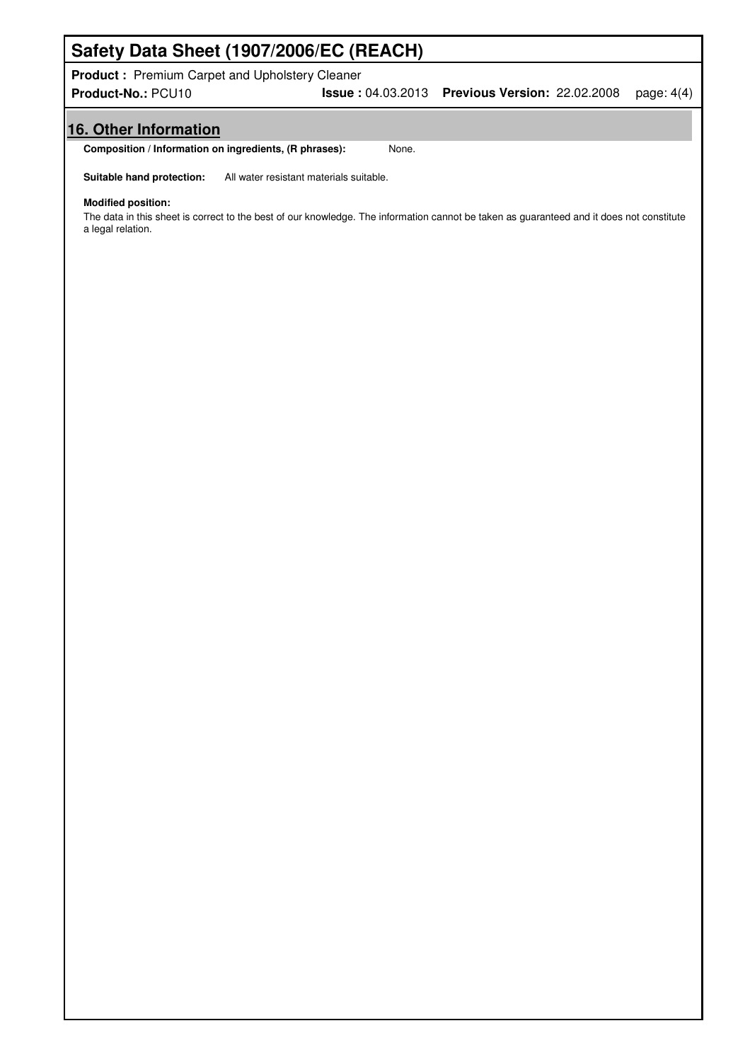## 16. Other Information

**Composition / Information on ingredients, (R phrases):** None.

**Suitable hand protection:** All water resistant materials suitable.

**Modified position:**

The data in this sheet is correct to the best of our knowledge. The information cannot be taken as guaranteed and it does not constitute a legal relation.